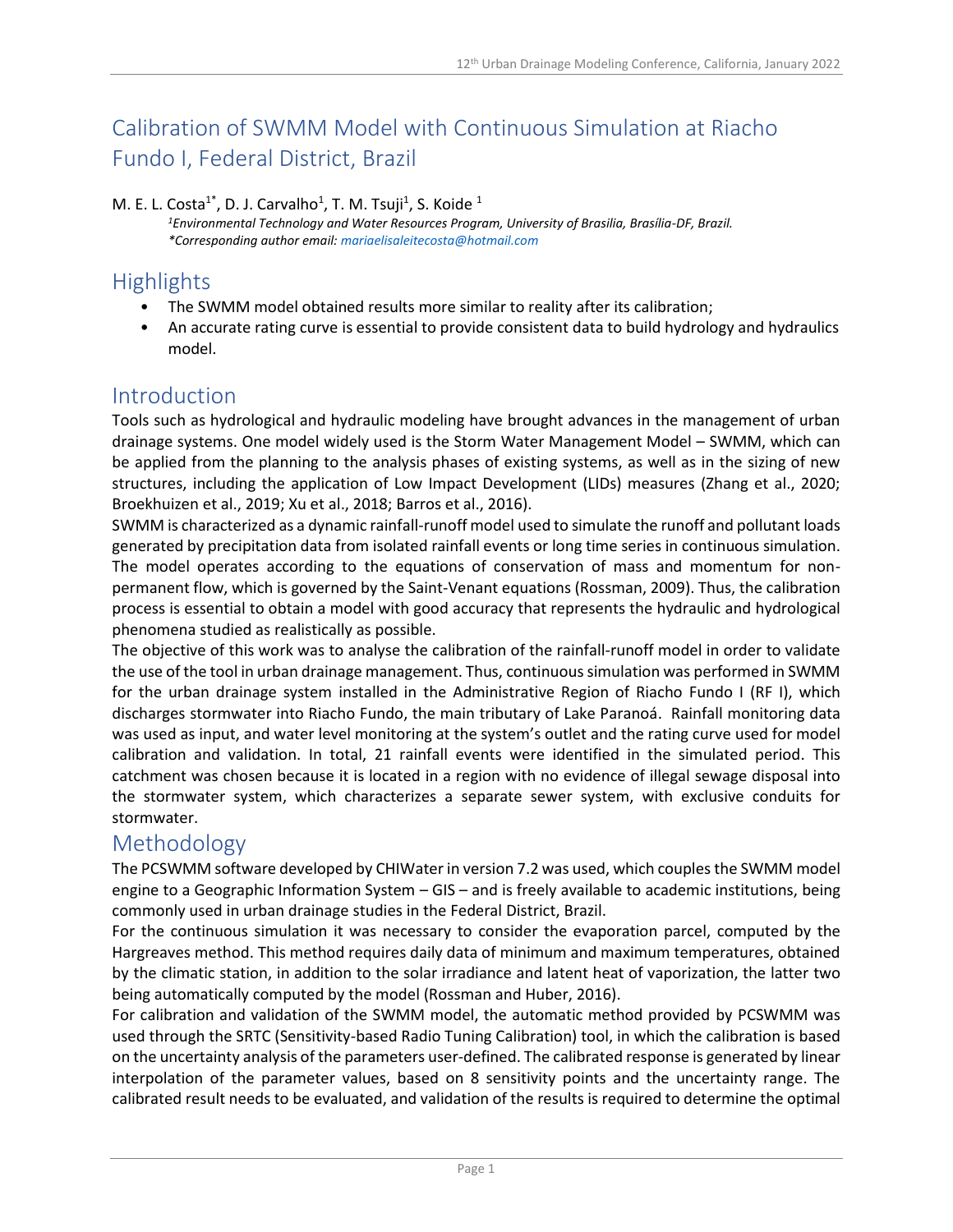# Calibration of SWMM Model with Continuous Simulation at Riacho Fundo I, Federal District, Brazil

M. E. L. Costa[1*], D. J. Carvalho[1], T. M. Tsuji[1], S. Koide [1]

*[1]Environmental Technology and Water Resources Program, University of Brasilia, Brasília-DF, Brazil.*
*\*Corresponding author email: mariaelisaleitecosta@hotmail.com*

## Highlights

- The SWMM model obtained results more similar to reality after its calibration;
- An accurate rating curve is essential to provide consistent data to build hydrology and hydraulics model.

## Introduction

Tools such as hydrological and hydraulic modeling have brought advances in the management of urban drainage systems. One model widely used is the Storm Water Management Model – SWMM, which can be applied from the planning to the analysis phases of existing systems, as well as in the sizing of new structures, including the application of Low Impact Development (LIDs) measures (Zhang et al., 2020; Broekhuizen et al., 2019; Xu et al., 2018; Barros et al., 2016).

SWMM is characterized as a dynamic rainfall-runoff model used to simulate the runoff and pollutant loads generated by precipitation data from isolated rainfall events or long time series in continuous simulation. The model operates according to the equations of conservation of mass and momentum for non-permanent flow, which is governed by the Saint-Venant equations (Rossman, 2009). Thus, the calibration process is essential to obtain a model with good accuracy that represents the hydraulic and hydrological phenomena studied as realistically as possible.

The objective of this work was to analyse the calibration of the rainfall-runoff model in order to validate the use of the tool in urban drainage management. Thus, continuous simulation was performed in SWMM for the urban drainage system installed in the Administrative Region of Riacho Fundo I (RF I), which discharges stormwater into Riacho Fundo, the main tributary of Lake Paranoá. Rainfall monitoring data was used as input, and water level monitoring at the system's outlet and the rating curve used for model calibration and validation. In total, 21 rainfall events were identified in the simulated period. This catchment was chosen because it is located in a region with no evidence of illegal sewage disposal into the stormwater system, which characterizes a separate sewer system, with exclusive conduits for stormwater.

## Methodology

The PCSWMM software developed by CHIWater in version 7.2 was used, which couples the SWMM model engine to a Geographic Information System – GIS – and is freely available to academic institutions, being commonly used in urban drainage studies in the Federal District, Brazil.

For the continuous simulation it was necessary to consider the evaporation parcel, computed by the Hargreaves method. This method requires daily data of minimum and maximum temperatures, obtained by the climatic station, in addition to the solar irradiance and latent heat of vaporization, the latter two being automatically computed by the model (Rossman and Huber, 2016).

For calibration and validation of the SWMM model, the automatic method provided by PCSWMM was used through the SRTC (Sensitivity-based Radio Tuning Calibration) tool, in which the calibration is based on the uncertainty analysis of the parameters user-defined. The calibrated response is generated by linear interpolation of the parameter values, based on 8 sensitivity points and the uncertainty range. The calibrated result needs to be evaluated, and validation of the results is required to determine the optimal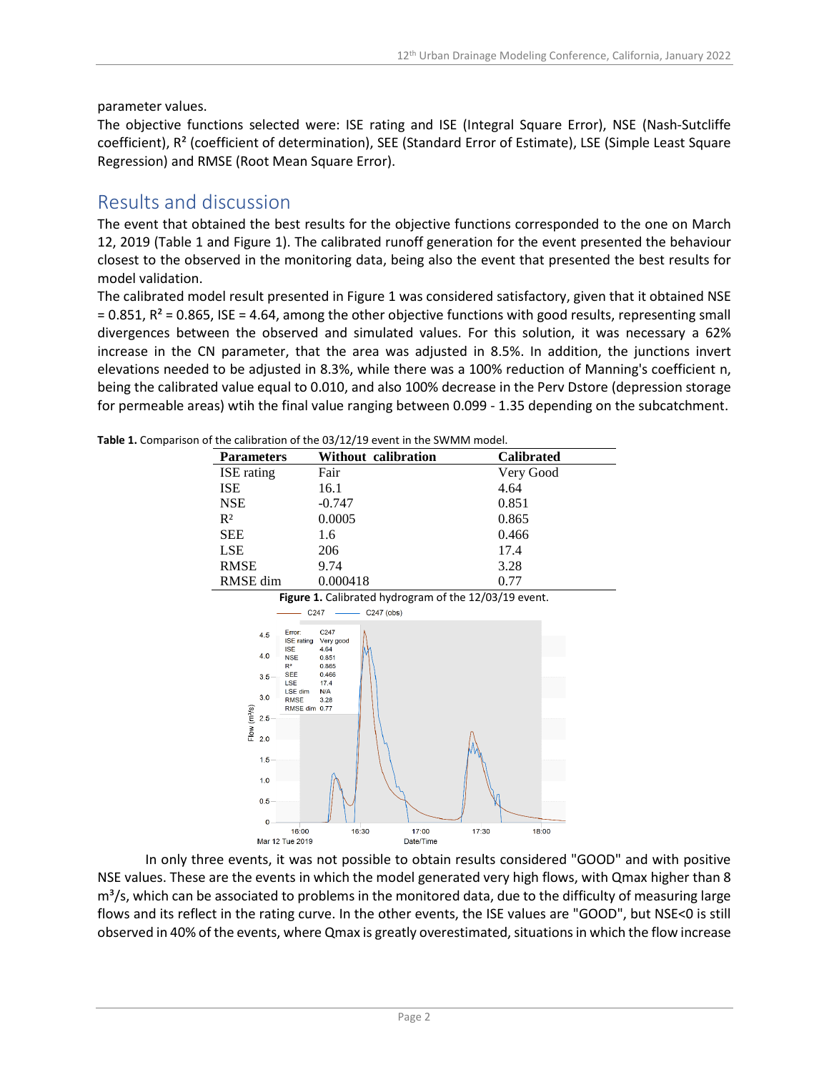parameter values.

The objective functions selected were: ISE rating and ISE (Integral Square Error), NSE (Nash-Sutcliffe coefficient), $R^2$ (coefficient of determination), SEE (Standard Error of Estimate), LSE (Simple Least Square Regression) and RMSE (Root Mean Square Error).

## Results and discussion

The event that obtained the best results for the objective functions corresponded to the one on March 12, 2019 (Table 1 and Figure 1). The calibrated runoff generation for the event presented the behaviour closest to the observed in the monitoring data, being also the event that presented the best results for model validation.

The calibrated model result presented in Figure 1 was considered satisfactory, given that it obtained NSE = 0.851, $R^2$ = 0.865, ISE = 4.64, among the other objective functions with good results, representing small divergences between the observed and simulated values. For this solution, it was necessary a 62% increase in the CN parameter, that the area was adjusted in 8.5%. In addition, the junctions invert elevations needed to be adjusted in 8.3%, while there was a 100% reduction of Manning's coefficient n, being the calibrated value equal to 0.010, and also 100% decrease in the Perv Dstore (depression storage for permeable areas) wtih the final value ranging between 0.099 - 1.35 depending on the subcatchment.

**Table 1.** Comparison of the calibration of the 03/12/19 event in the SWMM model.

| Parameters | Without calibration | Calibrated |
|---|---|---|
| ISE rating | Fair | Very Good |
| ISE | 16.1 | 4.64 |
| NSE | -0.747 | 0.851 |
| $R^2$ | 0.0005 | 0.865 |
| SEE | 1.6 | 0.466 |
| LSE | 206 | 17.4 |
| RMSE | 9.74 | 3.28 |
| RMSE dim | 0.000418 | 0.77 |

**Figure 1.** Calibrated hydrogram of the 12/03/19 event.

In only three events, it was not possible to obtain results considered "GOOD" and with positive NSE values. These are the events in which the model generated very high flows, with Qmax higher than 8 m³/s, which can be associated to problems in the monitored data, due to the difficulty of measuring large flows and its reflect in the rating curve. In the other events, the ISE values are "GOOD", but NSE<0 is still observed in 40% of the events, where Qmax is greatly overestimated, situations in which the flow increase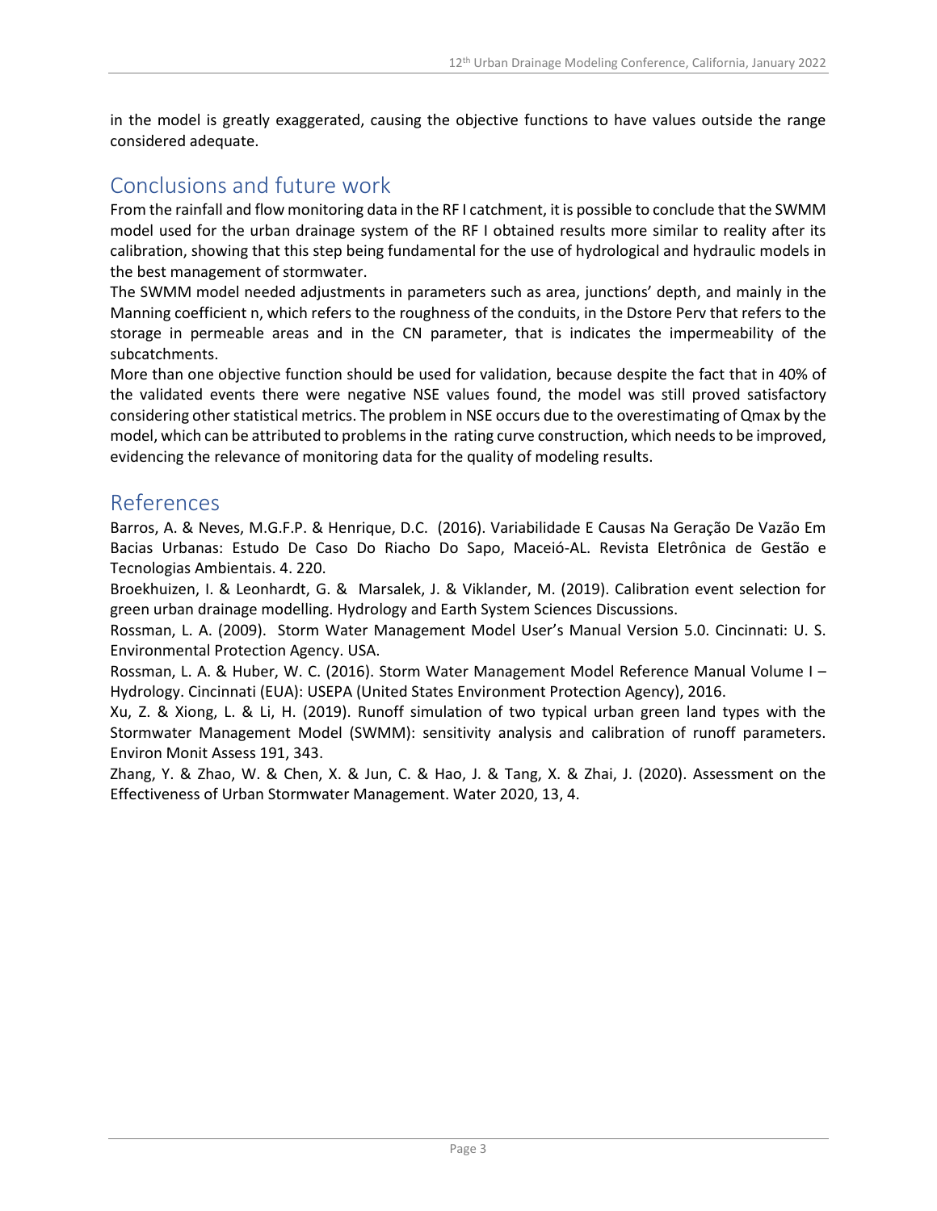in the model is greatly exaggerated, causing the objective functions to have values outside the range considered adequate.

## Conclusions and future work

From the rainfall and flow monitoring data in the RF I catchment, it is possible to conclude that the SWMM model used for the urban drainage system of the RF I obtained results more similar to reality after its calibration, showing that this step being fundamental for the use of hydrological and hydraulic models in the best management of stormwater.

The SWMM model needed adjustments in parameters such as area, junctions' depth, and mainly in the Manning coefficient n, which refers to the roughness of the conduits, in the Dstore Perv that refers to the storage in permeable areas and in the CN parameter, that is indicates the impermeability of the subcatchments.

More than one objective function should be used for validation, because despite the fact that in 40% of the validated events there were negative NSE values found, the model was still proved satisfactory considering other statistical metrics. The problem in NSE occurs due to the overestimating of Qmax by the model, which can be attributed to problems in the rating curve construction, which needs to be improved, evidencing the relevance of monitoring data for the quality of modeling results.

## References

Barros, A. & Neves, M.G.F.P. & Henrique, D.C. (2016). Variabilidade E Causas Na Geração De Vazão Em Bacias Urbanas: Estudo De Caso Do Riacho Do Sapo, Maceió-AL. Revista Eletrônica de Gestão e Tecnologias Ambientais. 4. 220.

Broekhuizen, I. & Leonhardt, G. & Marsalek, J. & Viklander, M. (2019). Calibration event selection for green urban drainage modelling. Hydrology and Earth System Sciences Discussions.

Rossman, L. A. (2009). Storm Water Management Model User's Manual Version 5.0. Cincinnati: U. S. Environmental Protection Agency. USA.

Rossman, L. A. & Huber, W. C. (2016). Storm Water Management Model Reference Manual Volume I – Hydrology. Cincinnati (EUA): USEPA (United States Environment Protection Agency), 2016.

Xu, Z. & Xiong, L. & Li, H. (2019). Runoff simulation of two typical urban green land types with the Stormwater Management Model (SWMM): sensitivity analysis and calibration of runoff parameters. Environ Monit Assess 191, 343.

Zhang, Y. & Zhao, W. & Chen, X. & Jun, C. & Hao, J. & Tang, X. & Zhai, J. (2020). Assessment on the Effectiveness of Urban Stormwater Management. Water 2020, 13, 4.